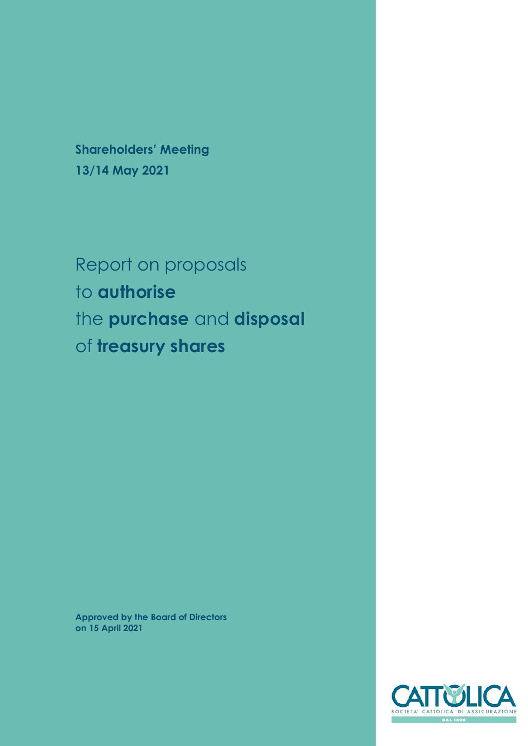**Shareholders' Meeting**
**13/14 May 2021**

# Report on proposals to **authorise** the **purchase** and **disposal** of **treasury shares**

**Approved by the Board of Directors on 15 April 2021**

CATTOLICA
SOCIETA' CATTOLICA DI ASSICURAZIONE
DAL 1896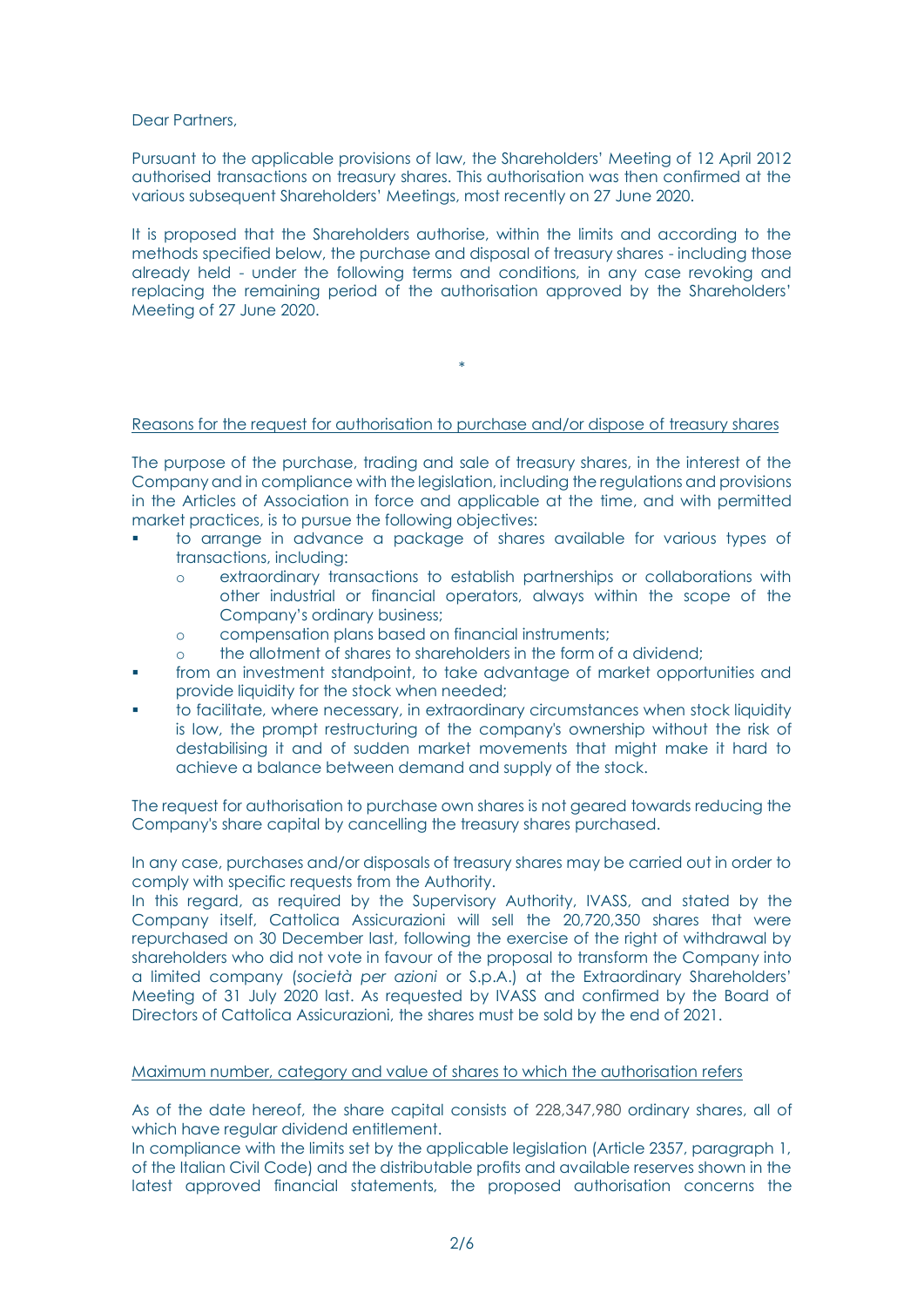Dear Partners,

Pursuant to the applicable provisions of law, the Shareholders' Meeting of 12 April 2012 authorised transactions on treasury shares. This authorisation was then confirmed at the various subsequent Shareholders' Meetings, most recently on 27 June 2020.

It is proposed that the Shareholders authorise, within the limits and according to the methods specified below, the purchase and disposal of treasury shares - including those already held - under the following terms and conditions, in any case revoking and replacing the remaining period of the authorisation approved by the Shareholders' Meeting of 27 June 2020.

*

Reasons for the request for authorisation to purchase and/or dispose of treasury shares

The purpose of the purchase, trading and sale of treasury shares, in the interest of the Company and in compliance with the legislation, including the regulations and provisions in the Articles of Association in force and applicable at the time, and with permitted market practices, is to pursue the following objectives:

- to arrange in advance a package of shares available for various types of transactions, including:
  - extraordinary transactions to establish partnerships or collaborations with other industrial or financial operators, always within the scope of the Company's ordinary business;
  - compensation plans based on financial instruments;
  - the allotment of shares to shareholders in the form of a dividend;
- from an investment standpoint, to take advantage of market opportunities and provide liquidity for the stock when needed;
- to facilitate, where necessary, in extraordinary circumstances when stock liquidity is low, the prompt restructuring of the company's ownership without the risk of destabilising it and of sudden market movements that might make it hard to achieve a balance between demand and supply of the stock.

The request for authorisation to purchase own shares is not geared towards reducing the Company's share capital by cancelling the treasury shares purchased.

In any case, purchases and/or disposals of treasury shares may be carried out in order to comply with specific requests from the Authority.
In this regard, as required by the Supervisory Authority, IVASS, and stated by the Company itself, Cattolica Assicurazioni will sell the 20,720,350 shares that were repurchased on 30 December last, following the exercise of the right of withdrawal by shareholders who did not vote in favour of the proposal to transform the Company into a limited company (*società per azioni* or S.p.A.) at the Extraordinary Shareholders' Meeting of 31 July 2020 last. As requested by IVASS and confirmed by the Board of Directors of Cattolica Assicurazioni, the shares must be sold by the end of 2021.

Maximum number, category and value of shares to which the authorisation refers

As of the date hereof, the share capital consists of 228,347,980 ordinary shares, all of which have regular dividend entitlement.
In compliance with the limits set by the applicable legislation (Article 2357, paragraph 1, of the Italian Civil Code) and the distributable profits and available reserves shown in the latest approved financial statements, the proposed authorisation concerns the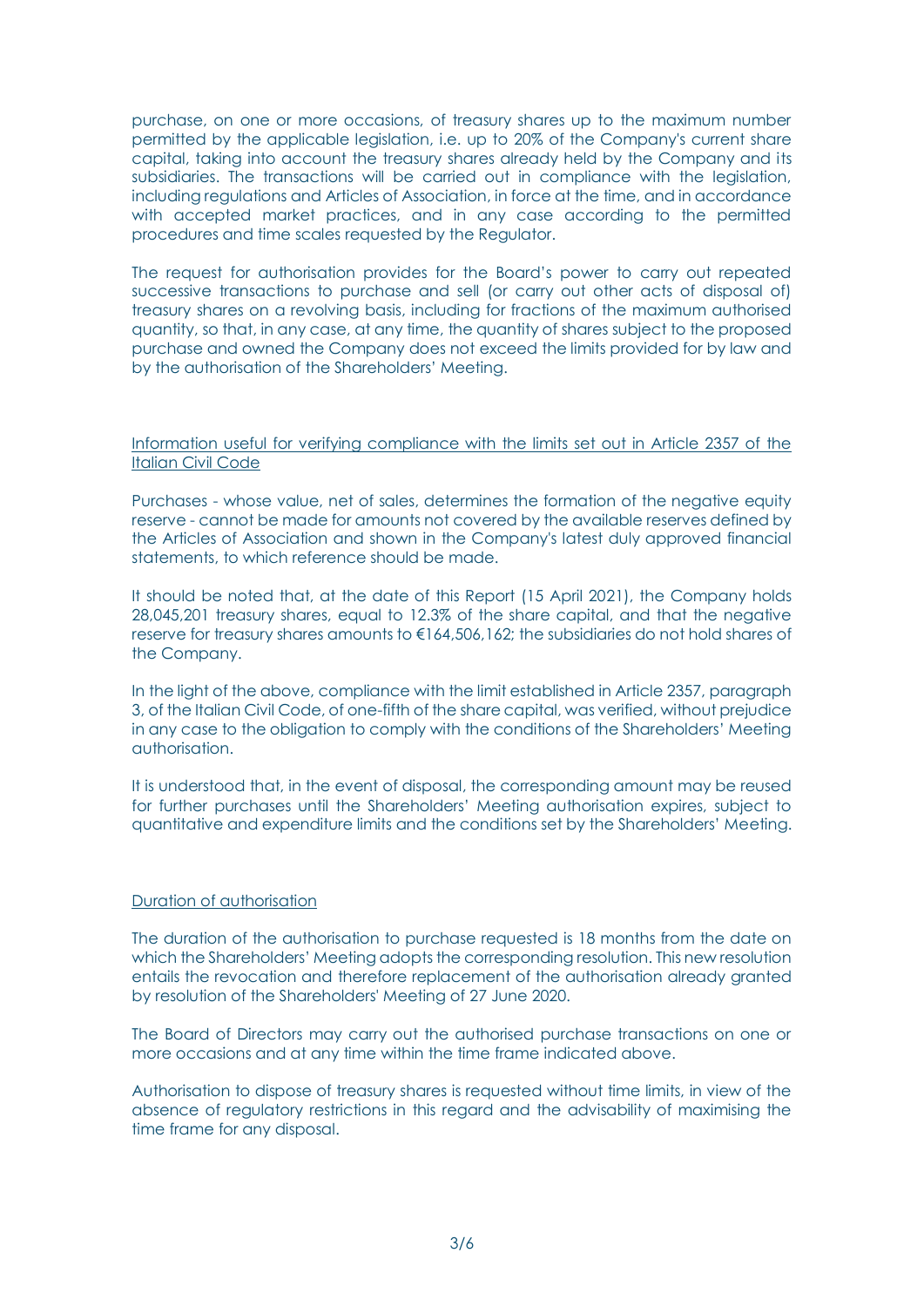purchase, on one or more occasions, of treasury shares up to the maximum number permitted by the applicable legislation, i.e. up to 20% of the Company's current share capital, taking into account the treasury shares already held by the Company and its subsidiaries. The transactions will be carried out in compliance with the legislation, including regulations and Articles of Association, in force at the time, and in accordance with accepted market practices, and in any case according to the permitted procedures and time scales requested by the Regulator.

The request for authorisation provides for the Board's power to carry out repeated successive transactions to purchase and sell (or carry out other acts of disposal of) treasury shares on a revolving basis, including for fractions of the maximum authorised quantity, so that, in any case, at any time, the quantity of shares subject to the proposed purchase and owned the Company does not exceed the limits provided for by law and by the authorisation of the Shareholders' Meeting.

<u>Information useful for verifying compliance with the limits set out in Article 2357 of the Italian Civil Code</u>

Purchases - whose value, net of sales, determines the formation of the negative equity reserve - cannot be made for amounts not covered by the available reserves defined by the Articles of Association and shown in the Company's latest duly approved financial statements, to which reference should be made.

It should be noted that, at the date of this Report (15 April 2021), the Company holds 28,045,201 treasury shares, equal to 12.3% of the share capital, and that the negative reserve for treasury shares amounts to €164,506,162; the subsidiaries do not hold shares of the Company.

In the light of the above, compliance with the limit established in Article 2357, paragraph 3, of the Italian Civil Code, of one-fifth of the share capital, was verified, without prejudice in any case to the obligation to comply with the conditions of the Shareholders' Meeting authorisation.

It is understood that, in the event of disposal, the corresponding amount may be reused for further purchases until the Shareholders' Meeting authorisation expires, subject to quantitative and expenditure limits and the conditions set by the Shareholders' Meeting.

<u>Duration of authorisation</u>

The duration of the authorisation to purchase requested is 18 months from the date on which the Shareholders' Meeting adopts the corresponding resolution. This new resolution entails the revocation and therefore replacement of the authorisation already granted by resolution of the Shareholders' Meeting of 27 June 2020.

The Board of Directors may carry out the authorised purchase transactions on one or more occasions and at any time within the time frame indicated above.

Authorisation to dispose of treasury shares is requested without time limits, in view of the absence of regulatory restrictions in this regard and the advisability of maximising the time frame for any disposal.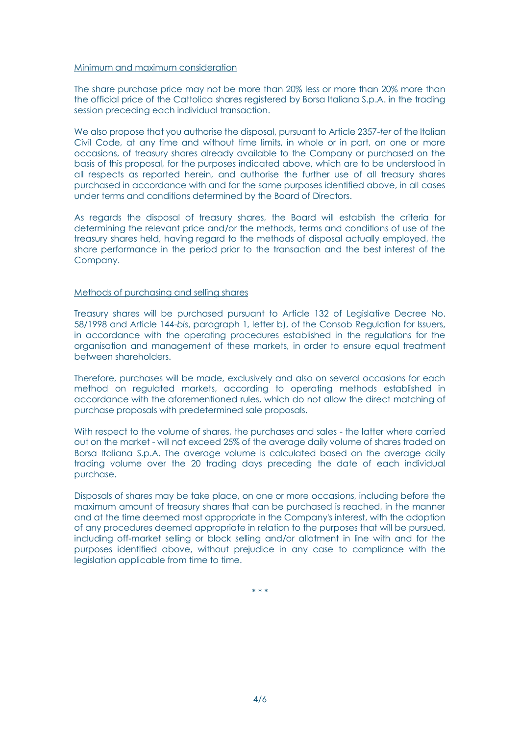<u>Minimum and maximum consideration</u>

The share purchase price may not be more than 20% less or more than 20% more than the official price of the Cattolica shares registered by Borsa Italiana S.p.A. in the trading session preceding each individual transaction.

We also propose that you authorise the disposal, pursuant to Article 2357-*ter* of the Italian Civil Code, at any time and without time limits, in whole or in part, on one or more occasions, of treasury shares already available to the Company or purchased on the basis of this proposal, for the purposes indicated above, which are to be understood in all respects as reported herein, and authorise the further use of all treasury shares purchased in accordance with and for the same purposes identified above, in all cases under terms and conditions determined by the Board of Directors.

As regards the disposal of treasury shares, the Board will establish the criteria for determining the relevant price and/or the methods, terms and conditions of use of the treasury shares held, having regard to the methods of disposal actually employed, the share performance in the period prior to the transaction and the best interest of the Company.

<u>Methods of purchasing and selling shares</u>

Treasury shares will be purchased pursuant to Article 132 of Legislative Decree No. 58/1998 and Article 144-*bis*, paragraph 1, letter b), of the Consob Regulation for Issuers, in accordance with the operating procedures established in the regulations for the organisation and management of these markets, in order to ensure equal treatment between shareholders.

Therefore, purchases will be made, exclusively and also on several occasions for each method on regulated markets, according to operating methods established in accordance with the aforementioned rules, which do not allow the direct matching of purchase proposals with predetermined sale proposals.

With respect to the volume of shares, the purchases and sales - the latter where carried out on the market - will not exceed 25% of the average daily volume of shares traded on Borsa Italiana S.p.A. The average volume is calculated based on the average daily trading volume over the 20 trading days preceding the date of each individual purchase.

Disposals of shares may be take place, on one or more occasions, including before the maximum amount of treasury shares that can be purchased is reached, in the manner and at the time deemed most appropriate in the Company's interest, with the adoption of any procedures deemed appropriate in relation to the purposes that will be pursued, including off-market selling or block selling and/or allotment in line with and for the purposes identified above, without prejudice in any case to compliance with the legislation applicable from time to time.

\* \* \*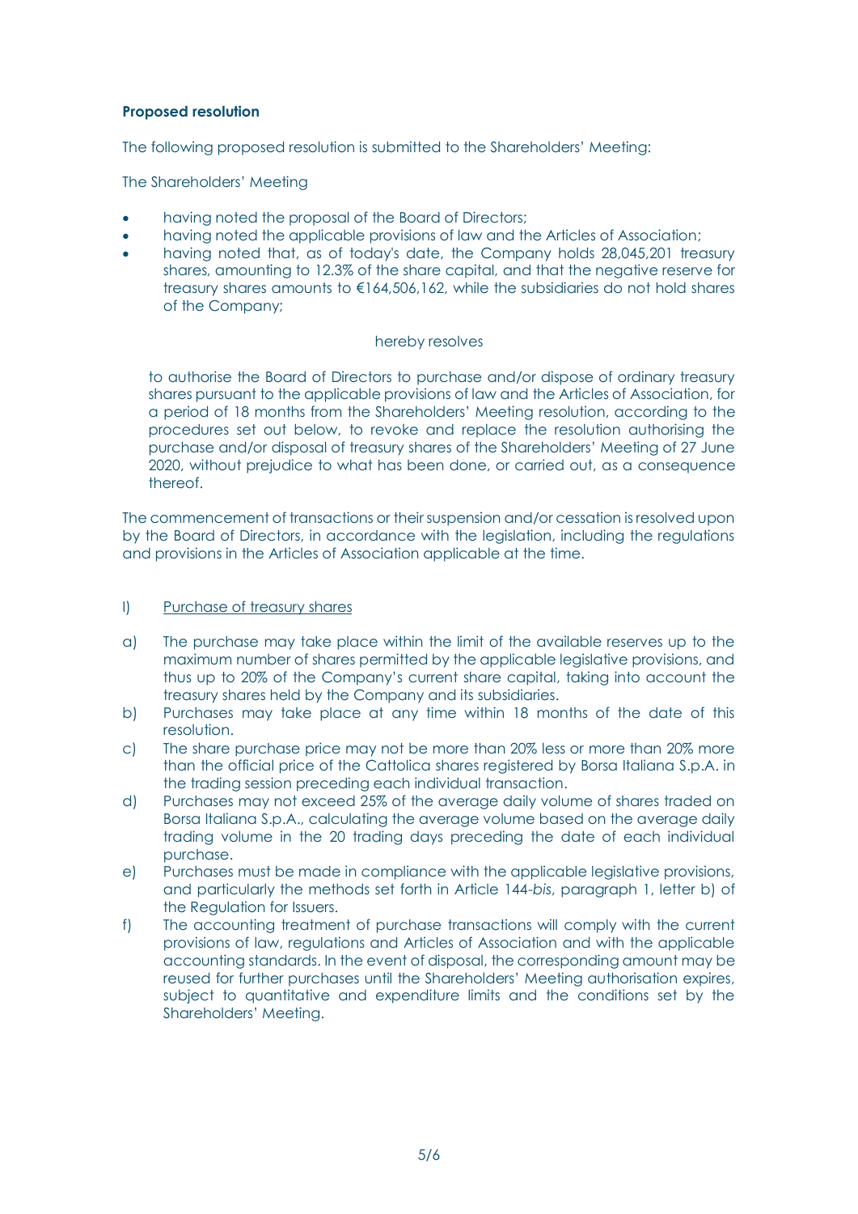**Proposed resolution**

The following proposed resolution is submitted to the Shareholders' Meeting:

The Shareholders' Meeting

- having noted the proposal of the Board of Directors;
- having noted the applicable provisions of law and the Articles of Association;
- having noted that, as of today's date, the Company holds 28,045,201 treasury shares, amounting to 12.3% of the share capital, and that the negative reserve for treasury shares amounts to €164,506,162, while the subsidiaries do not hold shares of the Company;

hereby resolves

to authorise the Board of Directors to purchase and/or dispose of ordinary treasury shares pursuant to the applicable provisions of law and the Articles of Association, for a period of 18 months from the Shareholders' Meeting resolution, according to the procedures set out below, to revoke and replace the resolution authorising the purchase and/or disposal of treasury shares of the Shareholders' Meeting of 27 June 2020, without prejudice to what has been done, or carried out, as a consequence thereof.

The commencement of transactions or their suspension and/or cessation is resolved upon by the Board of Directors, in accordance with the legislation, including the regulations and provisions in the Articles of Association applicable at the time.

I) Purchase of treasury shares

a) The purchase may take place within the limit of the available reserves up to the maximum number of shares permitted by the applicable legislative provisions, and thus up to 20% of the Company's current share capital, taking into account the treasury shares held by the Company and its subsidiaries.

b) Purchases may take place at any time within 18 months of the date of this resolution.

c) The share purchase price may not be more than 20% less or more than 20% more than the official price of the Cattolica shares registered by Borsa Italiana S.p.A. in the trading session preceding each individual transaction.

d) Purchases may not exceed 25% of the average daily volume of shares traded on Borsa Italiana S.p.A., calculating the average volume based on the average daily trading volume in the 20 trading days preceding the date of each individual purchase.

e) Purchases must be made in compliance with the applicable legislative provisions, and particularly the methods set forth in Article 144-*bis*, paragraph 1, letter b) of the Regulation for Issuers.

f) The accounting treatment of purchase transactions will comply with the current provisions of law, regulations and Articles of Association and with the applicable accounting standards. In the event of disposal, the corresponding amount may be reused for further purchases until the Shareholders' Meeting authorisation expires, subject to quantitative and expenditure limits and the conditions set by the Shareholders' Meeting.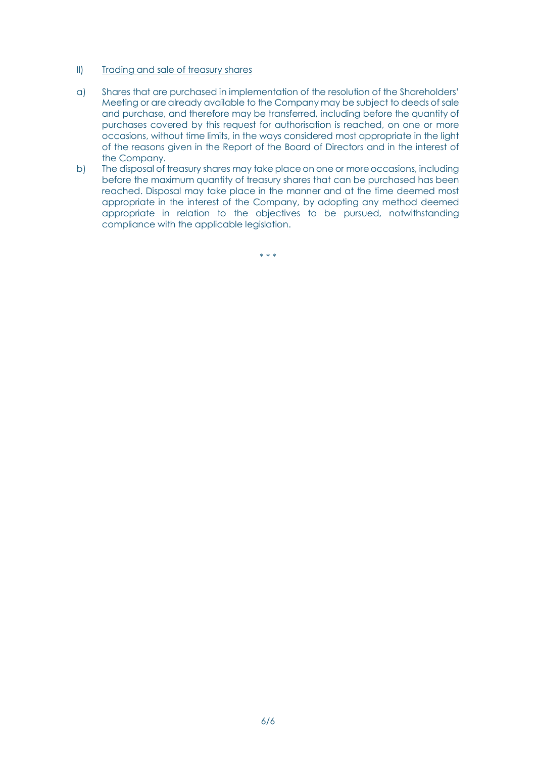II) <u>Trading and sale of treasury shares</u>

a) Shares that are purchased in implementation of the resolution of the Shareholders' Meeting or are already available to the Company may be subject to deeds of sale and purchase, and therefore may be transferred, including before the quantity of purchases covered by this request for authorisation is reached, on one or more occasions, without time limits, in the ways considered most appropriate in the light of the reasons given in the Report of the Board of Directors and in the interest of the Company.

b) The disposal of treasury shares may take place on one or more occasions, including before the maximum quantity of treasury shares that can be purchased has been reached. Disposal may take place in the manner and at the time deemed most appropriate in the interest of the Company, by adopting any method deemed appropriate in relation to the objectives to be pursued, notwithstanding compliance with the applicable legislation.

\* \* \*